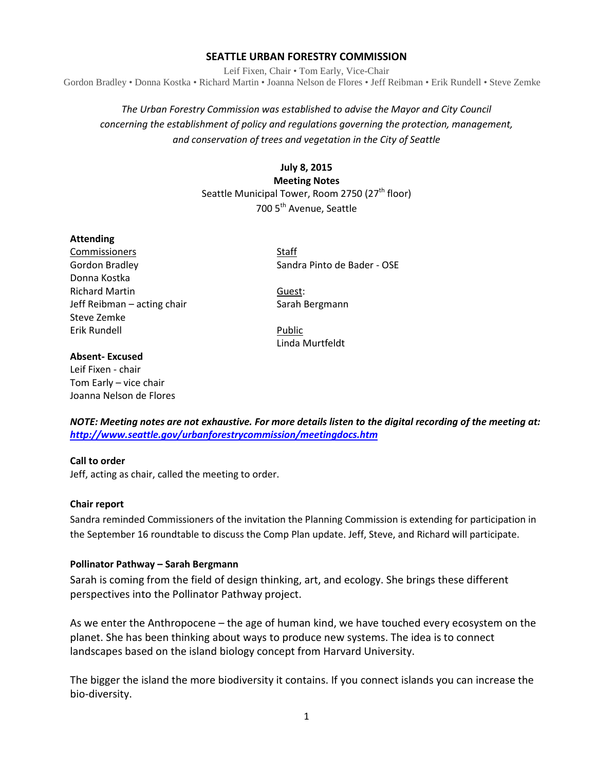# SEATTLE URBAN FORESTRY COMMISSION

Leif Fixen, Chair • Tom Early, Vice-Chair
Gordon Bradley • Donna Kostka • Richard Martin • Joanna Nelson de Flores • Jeff Reibman • Erik Rundell • Steve Zemke

*The Urban Forestry Commission was established to advise the Mayor and City Council concerning the establishment of policy and regulations governing the protection, management, and conservation of trees and vegetation in the City of Seattle*

**July 8, 2015**
**Meeting Notes**
Seattle Municipal Tower, Room 2750 (27th floor)
700 5th Avenue, Seattle

**Attending**

Commissioners
Gordon Bradley
Donna Kostka
Richard Martin
Jeff Reibman – acting chair
Steve Zemke
Erik Rundell

Staff
Sandra Pinto de Bader - OSE

Guest:
Sarah Bergmann

Public
Linda Murtfeldt

**Absent- Excused**
Leif Fixen - chair
Tom Early – vice chair
Joanna Nelson de Flores

***NOTE: Meeting notes are not exhaustive. For more details listen to the digital recording of the meeting at: http://www.seattle.gov/urbanforestrycommission/meetingdocs.htm***

**Call to order**
Jeff, acting as chair, called the meeting to order.

**Chair report**
Sandra reminded Commissioners of the invitation the Planning Commission is extending for participation in the September 16 roundtable to discuss the Comp Plan update. Jeff, Steve, and Richard will participate.

**Pollinator Pathway – Sarah Bergmann**
Sarah is coming from the field of design thinking, art, and ecology. She brings these different perspectives into the Pollinator Pathway project.

As we enter the Anthropocene – the age of human kind, we have touched every ecosystem on the planet. She has been thinking about ways to produce new systems. The idea is to connect landscapes based on the island biology concept from Harvard University.

The bigger the island the more biodiversity it contains. If you connect islands you can increase the bio-diversity.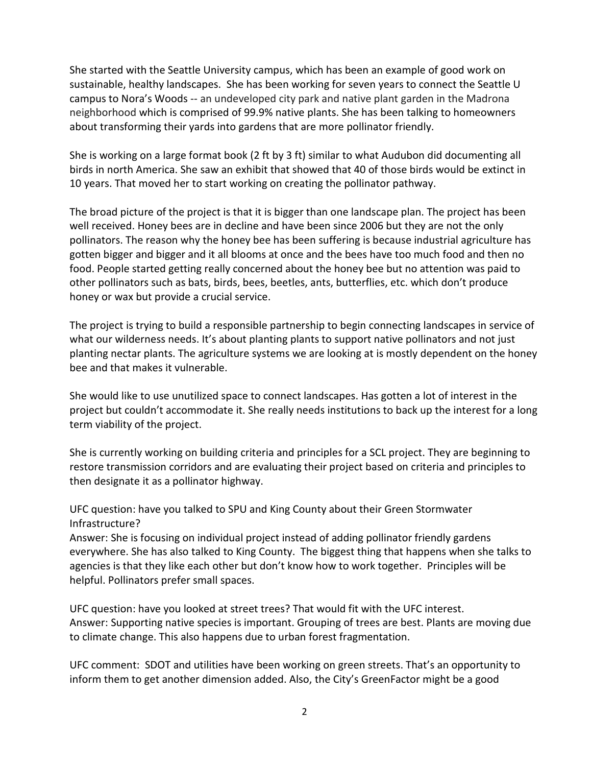She started with the Seattle University campus, which has been an example of good work on sustainable, healthy landscapes. She has been working for seven years to connect the Seattle U campus to Nora's Woods -- an undeveloped city park and native plant garden in the Madrona neighborhood which is comprised of 99.9% native plants. She has been talking to homeowners about transforming their yards into gardens that are more pollinator friendly.

She is working on a large format book (2 ft by 3 ft) similar to what Audubon did documenting all birds in north America. She saw an exhibit that showed that 40 of those birds would be extinct in 10 years. That moved her to start working on creating the pollinator pathway.

The broad picture of the project is that it is bigger than one landscape plan. The project has been well received. Honey bees are in decline and have been since 2006 but they are not the only pollinators. The reason why the honey bee has been suffering is because industrial agriculture has gotten bigger and bigger and it all blooms at once and the bees have too much food and then no food. People started getting really concerned about the honey bee but no attention was paid to other pollinators such as bats, birds, bees, beetles, ants, butterflies, etc. which don't produce honey or wax but provide a crucial service.

The project is trying to build a responsible partnership to begin connecting landscapes in service of what our wilderness needs. It's about planting plants to support native pollinators and not just planting nectar plants. The agriculture systems we are looking at is mostly dependent on the honey bee and that makes it vulnerable.

She would like to use unutilized space to connect landscapes. Has gotten a lot of interest in the project but couldn't accommodate it. She really needs institutions to back up the interest for a long term viability of the project.

She is currently working on building criteria and principles for a SCL project. They are beginning to restore transmission corridors and are evaluating their project based on criteria and principles to then designate it as a pollinator highway.

UFC question: have you talked to SPU and King County about their Green Stormwater Infrastructure?
Answer: She is focusing on individual project instead of adding pollinator friendly gardens everywhere. She has also talked to King County. The biggest thing that happens when she talks to agencies is that they like each other but don't know how to work together. Principles will be helpful. Pollinators prefer small spaces.

UFC question: have you looked at street trees? That would fit with the UFC interest.
Answer: Supporting native species is important. Grouping of trees are best. Plants are moving due to climate change. This also happens due to urban forest fragmentation.

UFC comment: SDOT and utilities have been working on green streets. That's an opportunity to inform them to get another dimension added. Also, the City's GreenFactor might be a good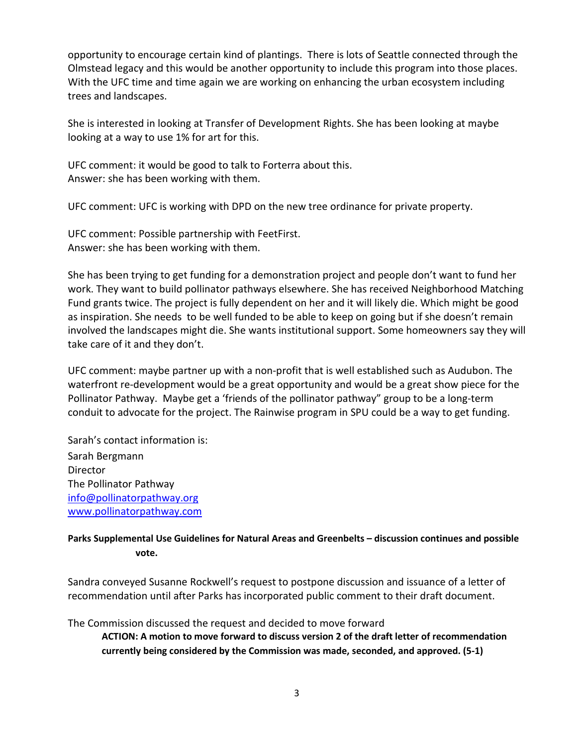opportunity to encourage certain kind of plantings. There is lots of Seattle connected through the Olmstead legacy and this would be another opportunity to include this program into those places. With the UFC time and time again we are working on enhancing the urban ecosystem including trees and landscapes.

She is interested in looking at Transfer of Development Rights. She has been looking at maybe looking at a way to use 1% for art for this.

UFC comment: it would be good to talk to Forterra about this.
Answer: she has been working with them.

UFC comment: UFC is working with DPD on the new tree ordinance for private property.

UFC comment: Possible partnership with FeetFirst.
Answer: she has been working with them.

She has been trying to get funding for a demonstration project and people don't want to fund her work. They want to build pollinator pathways elsewhere. She has received Neighborhood Matching Fund grants twice. The project is fully dependent on her and it will likely die. Which might be good as inspiration. She needs to be well funded to be able to keep on going but if she doesn't remain involved the landscapes might die. She wants institutional support. Some homeowners say they will take care of it and they don't.

UFC comment: maybe partner up with a non-profit that is well established such as Audubon. The waterfront re-development would be a great opportunity and would be a great show piece for the Pollinator Pathway. Maybe get a 'friends of the pollinator pathway" group to be a long-term conduit to advocate for the project. The Rainwise program in SPU could be a way to get funding.

Sarah's contact information is:
Sarah Bergmann
Director
The Pollinator Pathway
info@pollinatorpathway.org
www.pollinatorpathway.com

**Parks Supplemental Use Guidelines for Natural Areas and Greenbelts – discussion continues and possible vote.**

Sandra conveyed Susanne Rockwell's request to postpone discussion and issuance of a letter of recommendation until after Parks has incorporated public comment to their draft document.

The Commission discussed the request and decided to move forward

**ACTION: A motion to move forward to discuss version 2 of the draft letter of recommendation currently being considered by the Commission was made, seconded, and approved. (5-1)**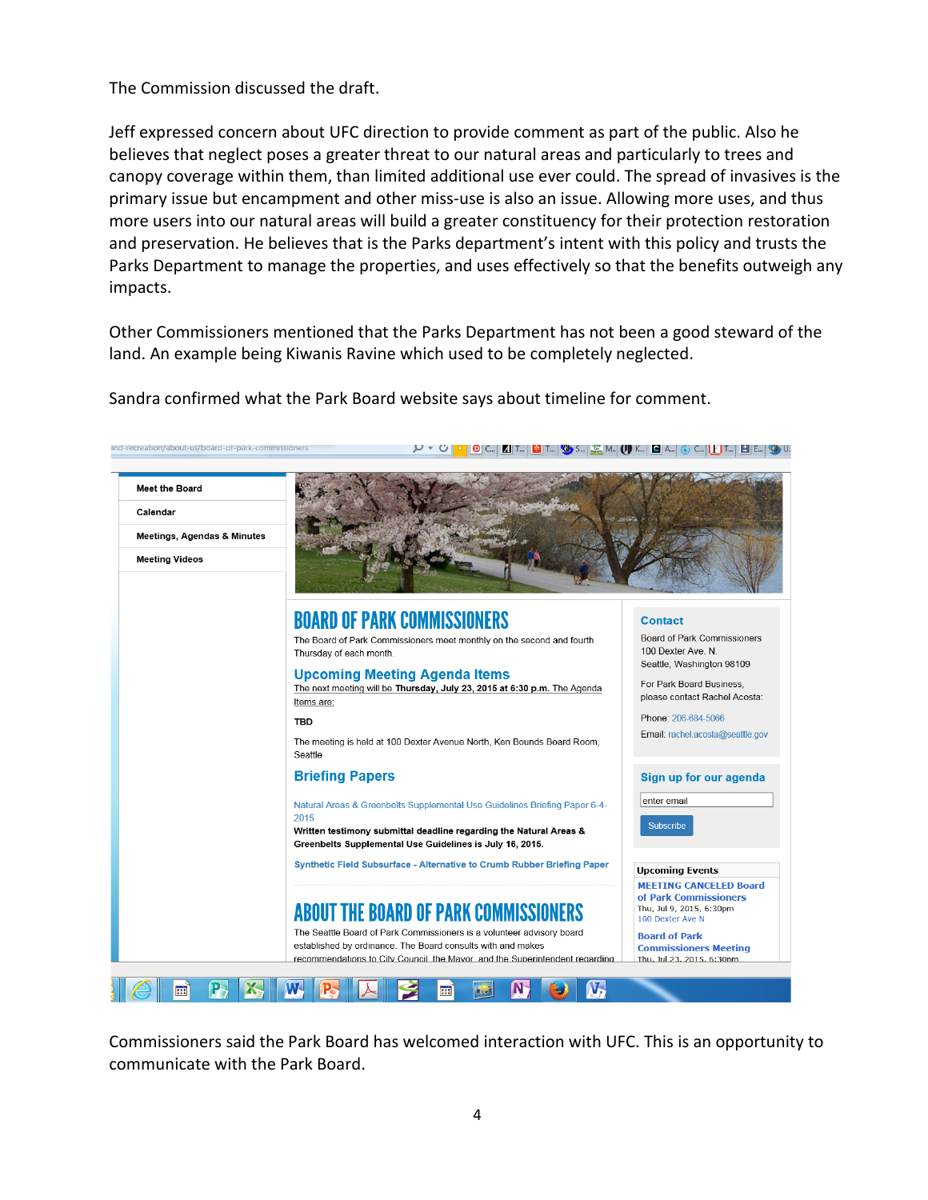The Commission discussed the draft.

Jeff expressed concern about UFC direction to provide comment as part of the public. Also he believes that neglect poses a greater threat to our natural areas and particularly to trees and canopy coverage within them, than limited additional use ever could. The spread of invasives is the primary issue but encampment and other miss-use is also an issue. Allowing more uses, and thus more users into our natural areas will build a greater constituency for their protection restoration and preservation. He believes that is the Parks department's intent with this policy and trusts the Parks Department to manage the properties, and uses effectively so that the benefits outweigh any impacts.

Other Commissioners mentioned that the Parks Department has not been a good steward of the land. An example being Kiwanis Ravine which used to be completely neglected.

Sandra confirmed what the Park Board website says about timeline for comment.

Meet the Board
Calendar
Meetings, Agendas & Minutes
Meeting Videos

# BOARD OF PARK COMMISSIONERS

The Board of Park Commissioners meet monthly on the second and fourth Thursday of each month.

## Upcoming Meeting Agenda Items

The next meeting will be **Thursday, July 23, 2015 at 6:30 p.m.** The Agenda Items are:

**TBD**

The meeting is held at 100 Dexter Avenue North, Ken Bounds Board Room, Seattle

## Briefing Papers

Natural Areas & Greenbelts Supplemental Use Guidelines Briefing Paper 6-4-2015

**Written testimony submittal deadline regarding the Natural Areas & Greenbelts Supplemental Use Guidelines is July 16, 2015.**

Synthetic Field Subsurface - Alternative to Crumb Rubber Briefing Paper

# ABOUT THE BOARD OF PARK COMMISSIONERS

The Seattle Board of Park Commissioners is a volunteer advisory board established by ordinance. The Board consults with and makes recommendations to City Council, the Mayor, and the Superintendent regarding

**Contact**

Board of Park Commissioners
100 Dexter Ave. N.
Seattle, Washington 98109

For Park Board Business, please contact Rachel Acosta:

Phone: 206-684-5066

Email: rachel.acosta@seattle.gov

**Sign up for our agenda**

enter email

Subscribe

**Upcoming Events**

MEETING CANCELED Board of Park Commissioners
Thu, Jul 9, 2015, 6:30pm
100 Dexter Ave N

Board of Park Commissioners Meeting
Thu, Jul 23, 2015, 6:30pm

Commissioners said the Park Board has welcomed interaction with UFC. This is an opportunity to communicate with the Park Board.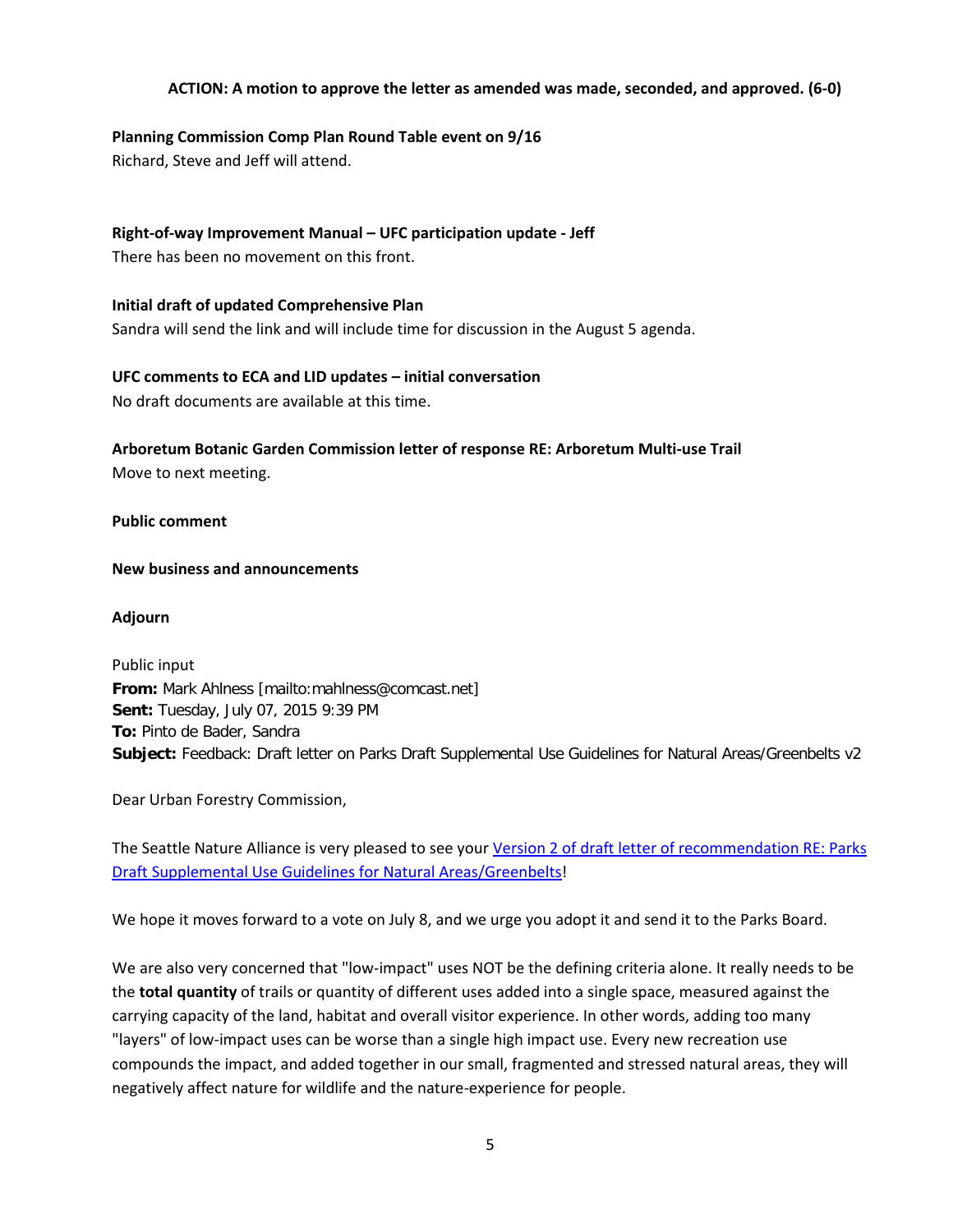**ACTION: A motion to approve the letter as amended was made, seconded, and approved. (6-0)**

**Planning Commission Comp Plan Round Table event on 9/16**

Richard, Steve and Jeff will attend.

**Right-of-way Improvement Manual – UFC participation update - Jeff**

There has been no movement on this front.

**Initial draft of updated Comprehensive Plan**

Sandra will send the link and will include time for discussion in the August 5 agenda.

**UFC comments to ECA and LID updates – initial conversation**

No draft documents are available at this time.

**Arboretum Botanic Garden Commission letter of response RE: Arboretum Multi-use Trail**

Move to next meeting.

**Public comment**

**New business and announcements**

**Adjourn**

Public input

**From:** Mark Ahlness [mailto:mahlness@comcast.net]
**Sent:** Tuesday, July 07, 2015 9:39 PM
**To:** Pinto de Bader, Sandra
**Subject:** Feedback: Draft letter on Parks Draft Supplemental Use Guidelines for Natural Areas/Greenbelts v2

Dear Urban Forestry Commission,

The Seattle Nature Alliance is very pleased to see your Version 2 of draft letter of recommendation RE: Parks Draft Supplemental Use Guidelines for Natural Areas/Greenbelts!

We hope it moves forward to a vote on July 8, and we urge you adopt it and send it to the Parks Board.

We are also very concerned that "low-impact" uses NOT be the defining criteria alone. It really needs to be the **total quantity** of trails or quantity of different uses added into a single space, measured against the carrying capacity of the land, habitat and overall visitor experience. In other words, adding too many "layers" of low-impact uses can be worse than a single high impact use. Every new recreation use compounds the impact, and added together in our small, fragmented and stressed natural areas, they will negatively affect nature for wildlife and the nature-experience for people.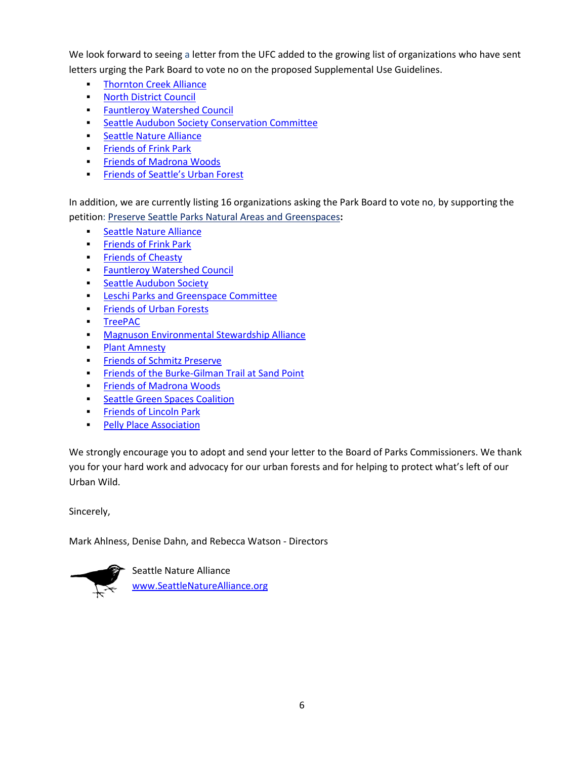We look forward to seeing a letter from the UFC added to the growing list of organizations who have sent letters urging the Park Board to vote no on the proposed Supplemental Use Guidelines.

- Thornton Creek Alliance
- North District Council
- Fauntleroy Watershed Council
- Seattle Audubon Society Conservation Committee
- Seattle Nature Alliance
- Friends of Frink Park
- Friends of Madrona Woods
- Friends of Seattle's Urban Forest

In addition, we are currently listing 16 organizations asking the Park Board to vote no, by supporting the petition: Preserve Seattle Parks Natural Areas and Greenspaces**:**

- Seattle Nature Alliance
- Friends of Frink Park
- Friends of Cheasty
- Fauntleroy Watershed Council
- Seattle Audubon Society
- Leschi Parks and Greenspace Committee
- Friends of Urban Forests
- TreePAC
- Magnuson Environmental Stewardship Alliance
- Plant Amnesty
- Friends of Schmitz Preserve
- Friends of the Burke-Gilman Trail at Sand Point
- Friends of Madrona Woods
- Seattle Green Spaces Coalition
- Friends of Lincoln Park
- Pelly Place Association

We strongly encourage you to adopt and send your letter to the Board of Parks Commissioners. We thank you for your hard work and advocacy for our urban forests and for helping to protect what's left of our Urban Wild.

Sincerely,

Mark Ahlness, Denise Dahn, and Rebecca Watson - Directors

Seattle Nature Alliance
www.SeattleNatureAlliance.org